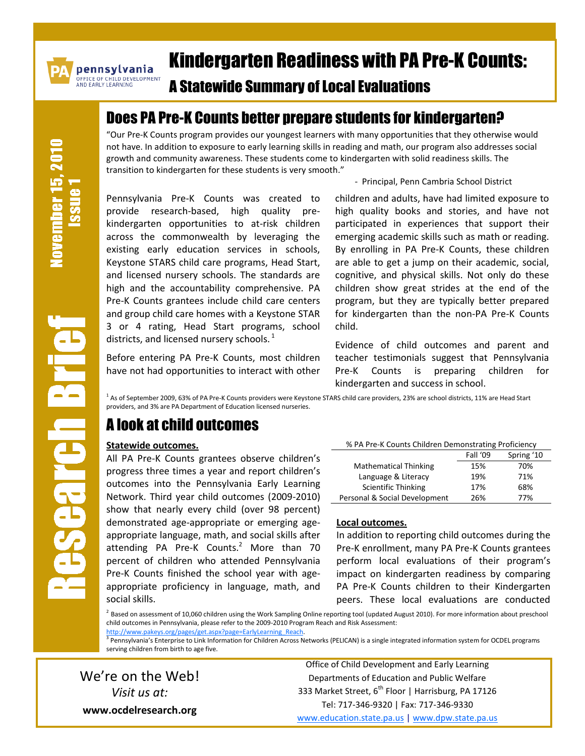# Kindergarten Readiness with PA Pre-K Counts:

## A Statewide Summary of Local Evaluations

**Research Brief**

**November 15, 2010 Issue 1**

## Does PA Pre-K Counts better prepare students for kindergarten?

"Our Pre-K Counts program provides our youngest learners with many opportunities that they otherwise would not have. In addition to exposure to early learning skills in reading and math, our program also addresses social growth and community awareness. These students come to kindergarten with solid readiness skills. The transition to kindergarten for these students is very smooth."

- Principal, Penn Cambria School District

Pennsylvania Pre-K Counts was created to provide research-based, high quality pre-kindergarten opportunities to at-risk children across the commonwealth by leveraging the existing early education services in schools, Keystone STARS child care programs, Head Start, and licensed nursery schools. The standards are high and the accountability comprehensive. PA Pre-K Counts grantees include child care centers and group child care homes with a Keystone STAR 3 or 4 rating, Head Start programs, school districts, and licensed nursery schools. [1]

Before entering PA Pre-K Counts, most children have not had opportunities to interact with other children and adults, have had limited exposure to high quality books and stories, and have not participated in experiences that support their emerging academic skills such as math or reading. By enrolling in PA Pre-K Counts, these children are able to get a jump on their academic, social, cognitive, and physical skills. Not only do these children show great strides at the end of the program, but they are typically better prepared for kindergarten than the non-PA Pre-K Counts child.

Evidence of child outcomes and parent and teacher testimonials suggest that Pennsylvania Pre-K Counts is preparing children for kindergarten and success in school.

[1] As of September 2009, 63% of PA Pre-K Counts providers were Keystone STARS child care providers, 23% are school districts, 11% are Head Start providers, and 3% are PA Department of Education licensed nurseries.

## A look at child outcomes

**Statewide outcomes.**

All PA Pre-K Counts grantees observe children's progress three times a year and report children's outcomes into the Pennsylvania Early Learning Network. Third year child outcomes (2009-2010) show that nearly every child (over 98 percent) demonstrated age-appropriate or emerging age-appropriate language, math, and social skills after attending PA Pre-K Counts.[2] More than 70 percent of children who attended Pennsylvania Pre-K Counts finished the school year with age-appropriate proficiency in language, math, and social skills.

% PA Pre-K Counts Children Demonstrating Proficiency

| | Fall '09 | Spring '10 |
|---|---|---|
| Mathematical Thinking | 15% | 70% |
| Language & Literacy | 19% | 71% |
| Scientific Thinking | 17% | 68% |
| Personal & Social Development | 26% | 77% |

**Local outcomes.**

In addition to reporting child outcomes during the Pre-K enrollment, many PA Pre-K Counts grantees perform local evaluations of their program's impact on kindergarten readiness by comparing PA Pre-K Counts children to their Kindergarten peers. These local evaluations are conducted

[2] Based on assessment of 10,060 children using the Work Sampling Online reporting tool (updated August 2010). For more information about preschool child outcomes in Pennsylvania, please refer to the 2009-2010 Program Reach and Risk Assessment: http://www.pakeys.org/pages/get.aspx?page=EarlyLearning_Reach.

[3] Pennsylvania's Enterprise to Link Information for Children Across Networks (PELICAN) is a single integrated information system for OCDEL programs serving children from birth to age five.

We're on the Web!
*Visit us at:*
**www.ocdelresearch.org**

Office of Child Development and Early Learning
Departments of Education and Public Welfare
333 Market Street, 6th Floor | Harrisburg, PA 17126
Tel: 717-346-9320 | Fax: 717-346-9330
www.education.state.pa.us | www.dpw.state.pa.us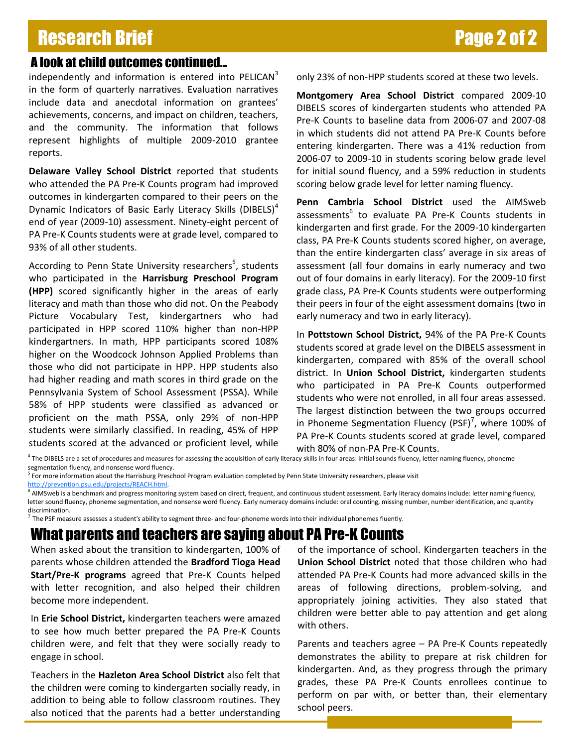## A look at child outcomes continued…

independently and information is entered into PELICAN[3] in the form of quarterly narratives. Evaluation narratives include data and anecdotal information on grantees' achievements, concerns, and impact on children, teachers, and the community. The information that follows represent highlights of multiple 2009-2010 grantee reports.

**Delaware Valley School District** reported that students who attended the PA Pre-K Counts program had improved outcomes in kindergarten compared to their peers on the Dynamic Indicators of Basic Early Literacy Skills (DIBELS)[4] end of year (2009-10) assessment. Ninety-eight percent of PA Pre-K Counts students were at grade level, compared to 93% of all other students.

According to Penn State University researchers[5], students who participated in the **Harrisburg Preschool Program (HPP)** scored significantly higher in the areas of early literacy and math than those who did not. On the Peabody Picture Vocabulary Test, kindergartners who had participated in HPP scored 110% higher than non-HPP kindergartners. In math, HPP participants scored 108% higher on the Woodcock Johnson Applied Problems than those who did not participate in HPP. HPP students also had higher reading and math scores in third grade on the Pennsylvania System of School Assessment (PSSA). While 58% of HPP students were classified as advanced or proficient on the math PSSA, only 29% of non-HPP students were similarly classified. In reading, 45% of HPP students scored at the advanced or proficient level, while only 23% of non-HPP students scored at these two levels.

**Montgomery Area School District** compared 2009-10 DIBELS scores of kindergarten students who attended PA Pre-K Counts to baseline data from 2006-07 and 2007-08 in which students did not attend PA Pre-K Counts before entering kindergarten. There was a 41% reduction from 2006-07 to 2009-10 in students scoring below grade level for initial sound fluency, and a 59% reduction in students scoring below grade level for letter naming fluency.

**Penn Cambria School District** used the AIMSweb assessments[6] to evaluate PA Pre-K Counts students in kindergarten and first grade. For the 2009-10 kindergarten class, PA Pre-K Counts students scored higher, on average, than the entire kindergarten class' average in six areas of assessment (all four domains in early numeracy and two out of four domains in early literacy). For the 2009-10 first grade class, PA Pre-K Counts students were outperforming their peers in four of the eight assessment domains (two in early numeracy and two in early literacy).

In **Pottstown School District,** 94% of the PA Pre-K Counts students scored at grade level on the DIBELS assessment in kindergarten, compared with 85% of the overall school district. In **Union School District,** kindergarten students who participated in PA Pre-K Counts outperformed students who were not enrolled, in all four areas assessed. The largest distinction between the two groups occurred in Phoneme Segmentation Fluency (PSF)[7], where 100% of PA Pre-K Counts students scored at grade level, compared with 80% of non-PA Pre-K Counts.

[4] The DIBELS are a set of procedures and measures for assessing the acquisition of early literacy skills in four areas: initial sounds fluency, letter naming fluency, phoneme segmentation fluency, and nonsense word fluency.

[5] For more information about the Harrisburg Preschool Program evaluation completed by Penn State University researchers, please visit http://prevention.psu.edu/projects/REACH.html.

[6] AIMSweb is a benchmark and progress monitoring system based on direct, frequent, and continuous student assessment. Early literacy domains include: letter naming fluency, letter sound fluency, phoneme segmentation, and nonsense word fluency. Early numeracy domains include: oral counting, missing number, number identification, and quantity discrimination.

[7] The PSF measure assesses a student's ability to segment three- and four-phoneme words into their individual phonemes fluently.

## What parents and teachers are saying about PA Pre-K Counts

When asked about the transition to kindergarten, 100% of parents whose children attended the **Bradford Tioga Head Start/Pre-K programs** agreed that Pre-K Counts helped with letter recognition, and also helped their children become more independent.

In **Erie School District,** kindergarten teachers were amazed to see how much better prepared the PA Pre-K Counts children were, and felt that they were socially ready to engage in school.

Teachers in the **Hazleton Area School District** also felt that the children were coming to kindergarten socially ready, in addition to being able to follow classroom routines. They also noticed that the parents had a better understanding of the importance of school. Kindergarten teachers in the **Union School District** noted that those children who had attended PA Pre-K Counts had more advanced skills in the areas of following directions, problem-solving, and appropriately joining activities. They also stated that children were better able to pay attention and get along with others.

Parents and teachers agree – PA Pre-K Counts repeatedly demonstrates the ability to prepare at risk children for kindergarten. And, as they progress through the primary grades, these PA Pre-K Counts enrollees continue to perform on par with, or better than, their elementary school peers.